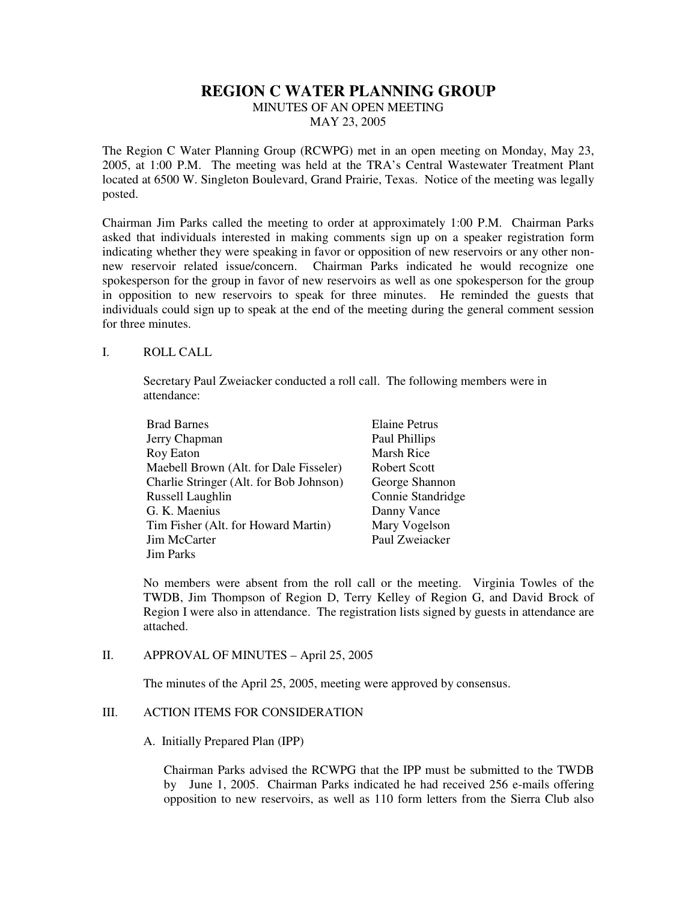# REGION C WATER PLANNING GROUP

MINUTES OF AN OPEN MEETING

MAY 23, 2005

The Region C Water Planning Group (RCWPG) met in an open meeting on Monday, May 23, 2005, at 1:00 P.M. The meeting was held at the TRA's Central Wastewater Treatment Plant located at 6500 W. Singleton Boulevard, Grand Prairie, Texas. Notice of the meeting was legally posted.

Chairman Jim Parks called the meeting to order at approximately 1:00 P.M. Chairman Parks asked that individuals interested in making comments sign up on a speaker registration form indicating whether they were speaking in favor or opposition of new reservoirs or any other non-new reservoir related issue/concern. Chairman Parks indicated he would recognize one spokesperson for the group in favor of new reservoirs as well as one spokesperson for the group in opposition to new reservoirs to speak for three minutes. He reminded the guests that individuals could sign up to speak at the end of the meeting during the general comment session for three minutes.

## I. ROLL CALL

Secretary Paul Zweiacker conducted a roll call. The following members were in attendance:

- Brad Barnes
- Jerry Chapman
- Roy Eaton
- Maebell Brown (Alt. for Dale Fisseler)
- Charlie Stringer (Alt. for Bob Johnson)
- Russell Laughlin
- G. K. Maenius
- Tim Fisher (Alt. for Howard Martin)
- Jim McCarter
- Jim Parks
- Elaine Petrus
- Paul Phillips
- Marsh Rice
- Robert Scott
- George Shannon
- Connie Standridge
- Danny Vance
- Mary Vogelson
- Paul Zweiacker

No members were absent from the roll call or the meeting. Virginia Towles of the TWDB, Jim Thompson of Region D, Terry Kelley of Region G, and David Brock of Region I were also in attendance. The registration lists signed by guests in attendance are attached.

## II. APPROVAL OF MINUTES – April 25, 2005

The minutes of the April 25, 2005, meeting were approved by consensus.

## III. ACTION ITEMS FOR CONSIDERATION

### A. Initially Prepared Plan (IPP)

Chairman Parks advised the RCWPG that the IPP must be submitted to the TWDB by June 1, 2005. Chairman Parks indicated he had received 256 e-mails offering opposition to new reservoirs, as well as 110 form letters from the Sierra Club also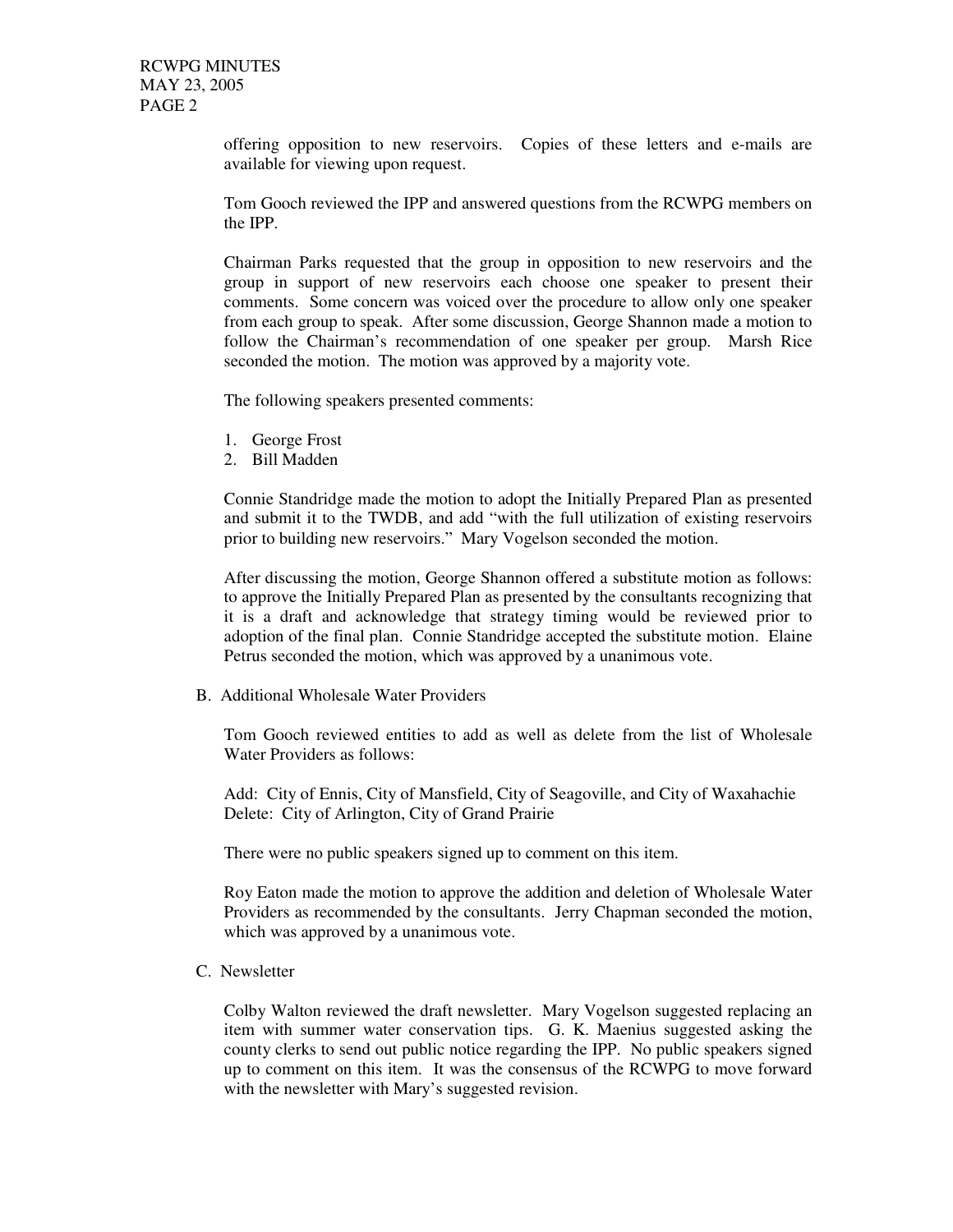offering opposition to new reservoirs. Copies of these letters and e-mails are available for viewing upon request.

Tom Gooch reviewed the IPP and answered questions from the RCWPG members on the IPP.

Chairman Parks requested that the group in opposition to new reservoirs and the group in support of new reservoirs each choose one speaker to present their comments. Some concern was voiced over the procedure to allow only one speaker from each group to speak. After some discussion, George Shannon made a motion to follow the Chairman's recommendation of one speaker per group. Marsh Rice seconded the motion. The motion was approved by a majority vote.

The following speakers presented comments:

1. George Frost
2. Bill Madden

Connie Standridge made the motion to adopt the Initially Prepared Plan as presented and submit it to the TWDB, and add "with the full utilization of existing reservoirs prior to building new reservoirs." Mary Vogelson seconded the motion.

After discussing the motion, George Shannon offered a substitute motion as follows: to approve the Initially Prepared Plan as presented by the consultants recognizing that it is a draft and acknowledge that strategy timing would be reviewed prior to adoption of the final plan. Connie Standridge accepted the substitute motion. Elaine Petrus seconded the motion, which was approved by a unanimous vote.

B. Additional Wholesale Water Providers

Tom Gooch reviewed entities to add as well as delete from the list of Wholesale Water Providers as follows:

Add: City of Ennis, City of Mansfield, City of Seagoville, and City of Waxahachie
Delete: City of Arlington, City of Grand Prairie

There were no public speakers signed up to comment on this item.

Roy Eaton made the motion to approve the addition and deletion of Wholesale Water Providers as recommended by the consultants. Jerry Chapman seconded the motion, which was approved by a unanimous vote.

C. Newsletter

Colby Walton reviewed the draft newsletter. Mary Vogelson suggested replacing an item with summer water conservation tips. G. K. Maenius suggested asking the county clerks to send out public notice regarding the IPP. No public speakers signed up to comment on this item. It was the consensus of the RCWPG to move forward with the newsletter with Mary's suggested revision.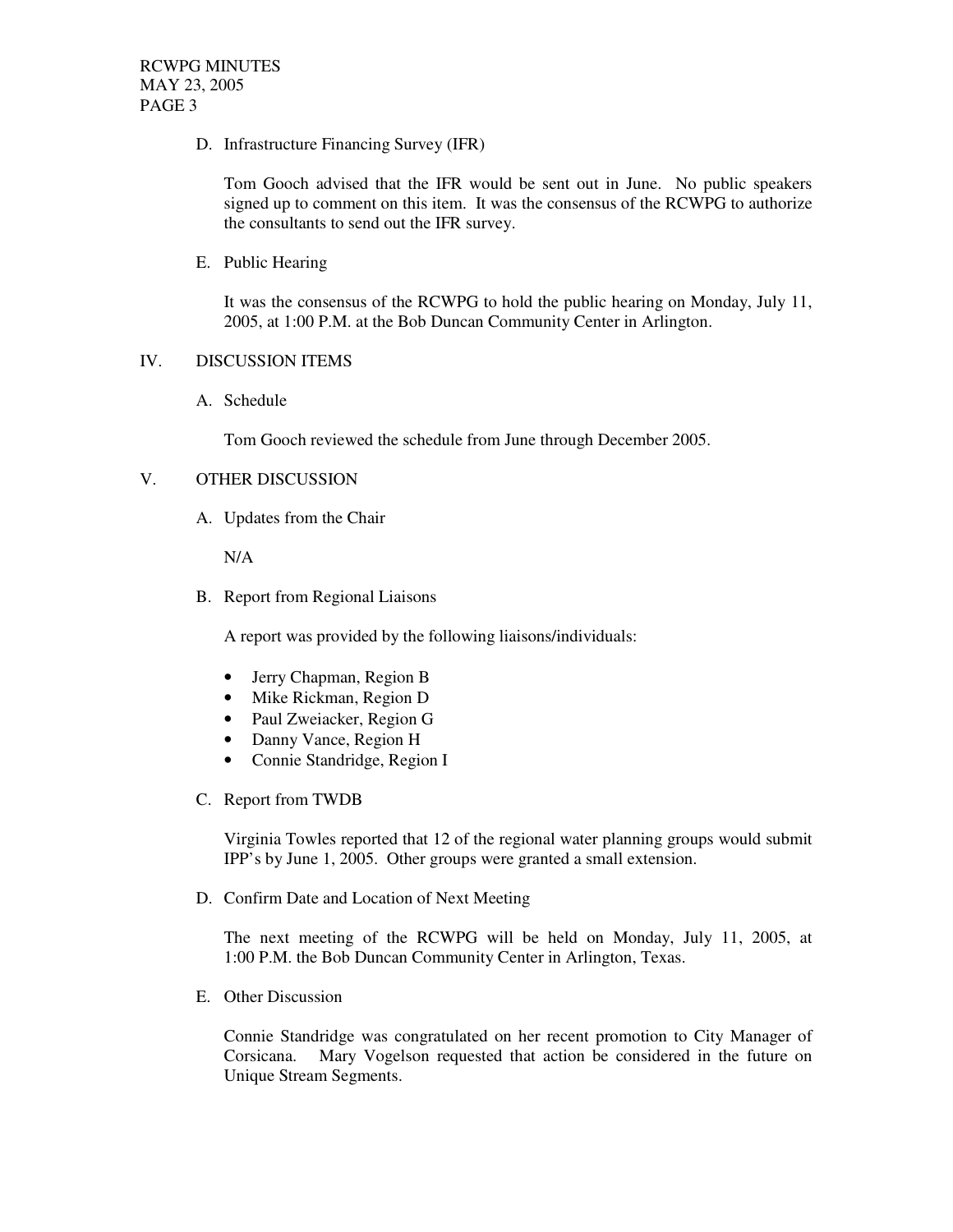D. Infrastructure Financing Survey (IFR)

Tom Gooch advised that the IFR would be sent out in June. No public speakers signed up to comment on this item. It was the consensus of the RCWPG to authorize the consultants to send out the IFR survey.

E. Public Hearing

It was the consensus of the RCWPG to hold the public hearing on Monday, July 11, 2005, at 1:00 P.M. at the Bob Duncan Community Center in Arlington.

## IV. DISCUSSION ITEMS

A. Schedule

Tom Gooch reviewed the schedule from June through December 2005.

## V. OTHER DISCUSSION

A. Updates from the Chair

N/A

B. Report from Regional Liaisons

A report was provided by the following liaisons/individuals:

- Jerry Chapman, Region B
- Mike Rickman, Region D
- Paul Zweiacker, Region G
- Danny Vance, Region H
- Connie Standridge, Region I

C. Report from TWDB

Virginia Towles reported that 12 of the regional water planning groups would submit IPP's by June 1, 2005. Other groups were granted a small extension.

D. Confirm Date and Location of Next Meeting

The next meeting of the RCWPG will be held on Monday, July 11, 2005, at 1:00 P.M. the Bob Duncan Community Center in Arlington, Texas.

E. Other Discussion

Connie Standridge was congratulated on her recent promotion to City Manager of Corsicana. Mary Vogelson requested that action be considered in the future on Unique Stream Segments.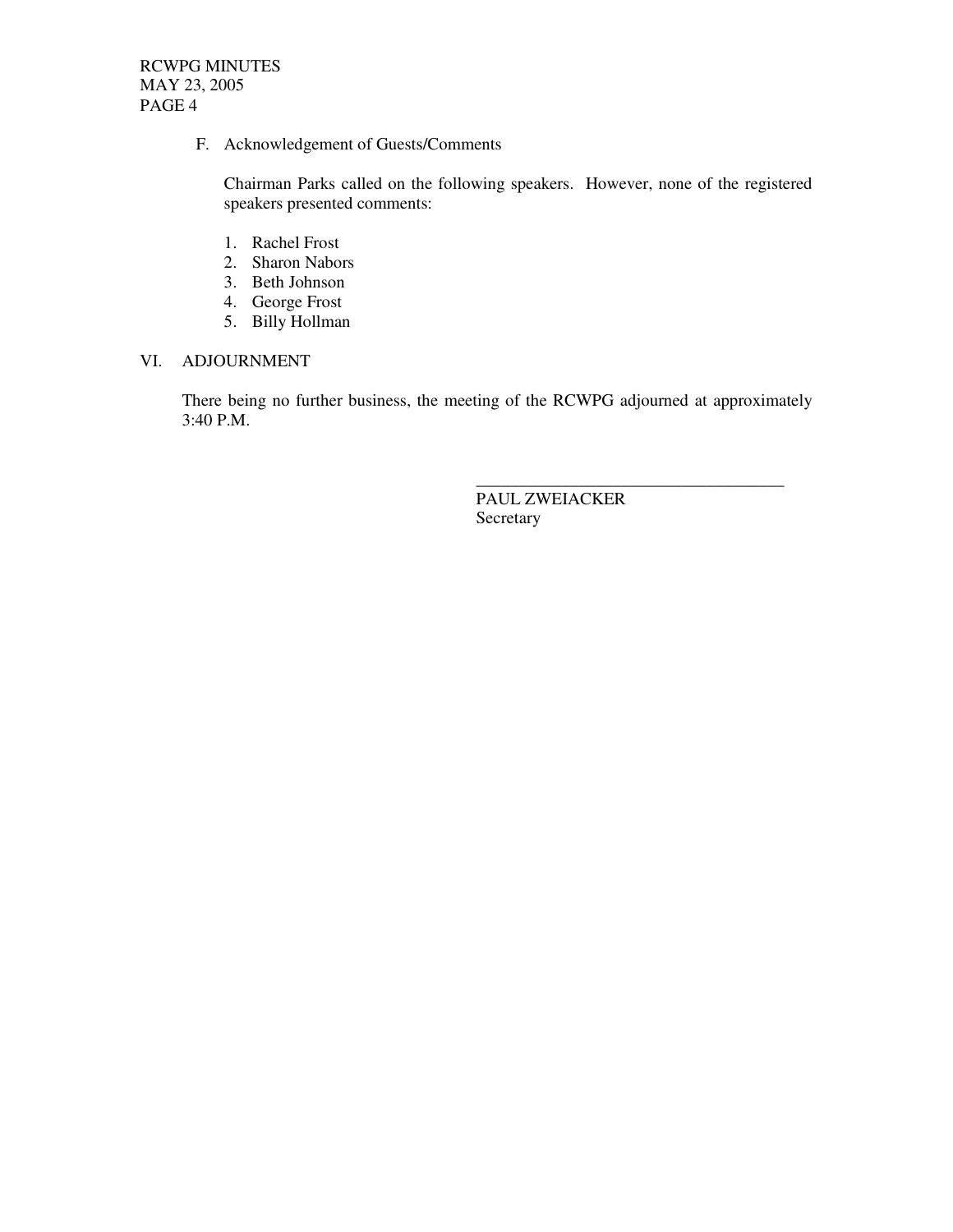F. Acknowledgement of Guests/Comments

Chairman Parks called on the following speakers. However, none of the registered speakers presented comments:

1. Rachel Frost
2. Sharon Nabors
3. Beth Johnson
4. George Frost
5. Billy Hollman

VI. ADJOURNMENT

There being no further business, the meeting of the RCWPG adjourned at approximately 3:40 P.M.

\_\_\_\_\_\_\_\_\_\_\_\_\_\_\_\_\_\_\_\_\_\_\_\_\_\_\_\_\_\_\_\_\_\_\_\_

PAUL ZWEIACKER
Secretary